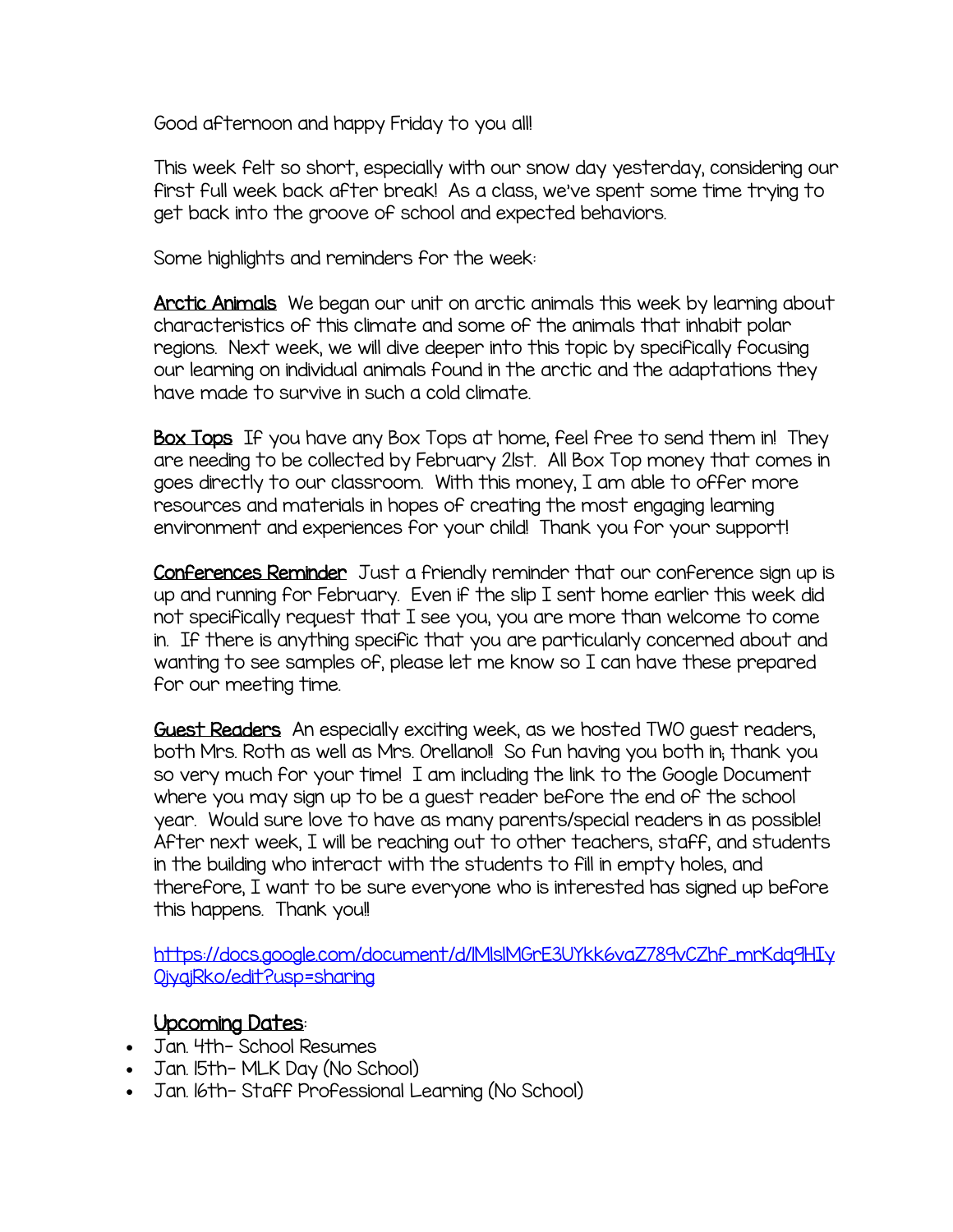Good afternoon and happy Friday to you all!

This week felt so short, especially with our snow day yesterday, considering our first full week back after break! As a class, we've spent some time trying to get back into the groove of school and expected behaviors.

Some highlights and reminders for the week:

<u>Arctic Animals</u> We began our unit on arctic animals this week by learning about characteristics of this climate and some of the animals that inhabit polar regions. Next week, we will dive deeper into this topic by specifically focusing our learning on individual animals found in the arctic and the adaptations they have made to survive in such a cold climate.

<u>Box Tops</u> If you have any Box Tops at home, feel free to send them in! They are needing to be collected by February 21st. All Box Top money that comes in goes directly to our classroom. With this money, I am able to offer more resources and materials in hopes of creating the most engaging learning environment and experiences for your child! Thank you for your support!

<u>Conferences Reminder</u> Just a friendly reminder that our conference sign up is up and running for February. Even if the slip I sent home earlier this week did not specifically request that I see you, you are more than welcome to come in. If there is anything specific that you are particularly concerned about and wanting to see samples of, please let me know so I can have these prepared for our meeting time.

<u>Guest Readers</u> An especially exciting week, as we hosted TWO guest readers, both Mrs. Roth as well as Mrs. Orellano!! So fun having you both in; thank you so very much for your time! I am including the link to the Google Document where you may sign up to be a guest reader before the end of the school year. Would sure love to have as many parents/special readers in as possible! After next week, I will be reaching out to other teachers, staff, and students in the building who interact with the students to fill in empty holes, and therefore, I want to be sure everyone who is interested has signed up before this happens. Thank you!!

https://docs.google.com/document/d/1MlslMGrE3UYkk6vaZ789vCZhf_mrKdq9HIyQjyajRko/edit?usp=sharing

## <u>Upcoming Dates</u>:

- Jan. 4th- School Resumes
- Jan. 15th- MLK Day (No School)
- Jan. 16th- Staff Professional Learning (No School)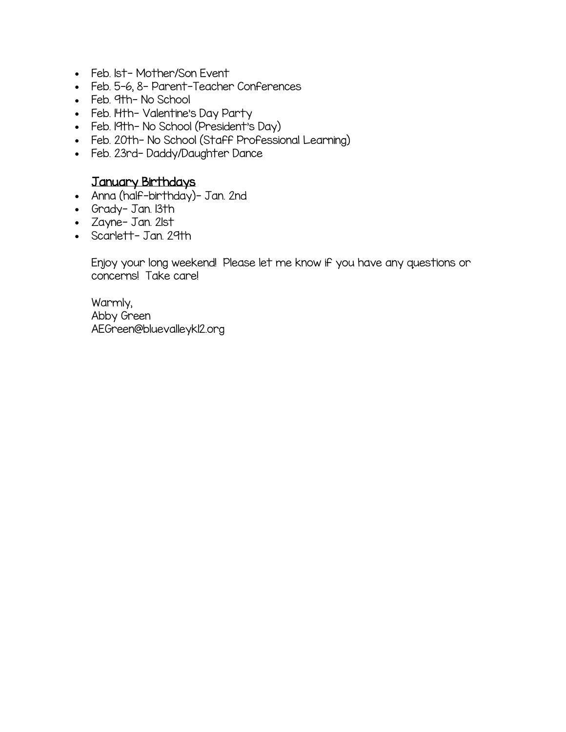- Feb. 1st- Mother/Son Event
- Feb. 5-6, 8- Parent-Teacher Conferences
- Feb. 9th- No School
- Feb. 14th- Valentine's Day Party
- Feb. 19th- No School (President's Day)
- Feb. 20th- No School (Staff Professional Learning)
- Feb. 23rd- Daddy/Daughter Dance

**<u>January Birthdays</u>**

- Anna (half-birthday)- Jan. 2nd
- Grady- Jan. 13th
- Zayne- Jan. 21st
- Scarlett- Jan. 29th

Enjoy your long weekend! Please let me know if you have any questions or concerns! Take care!

Warmly,
Abby Green
AEGreen@bluevalleyk12.org